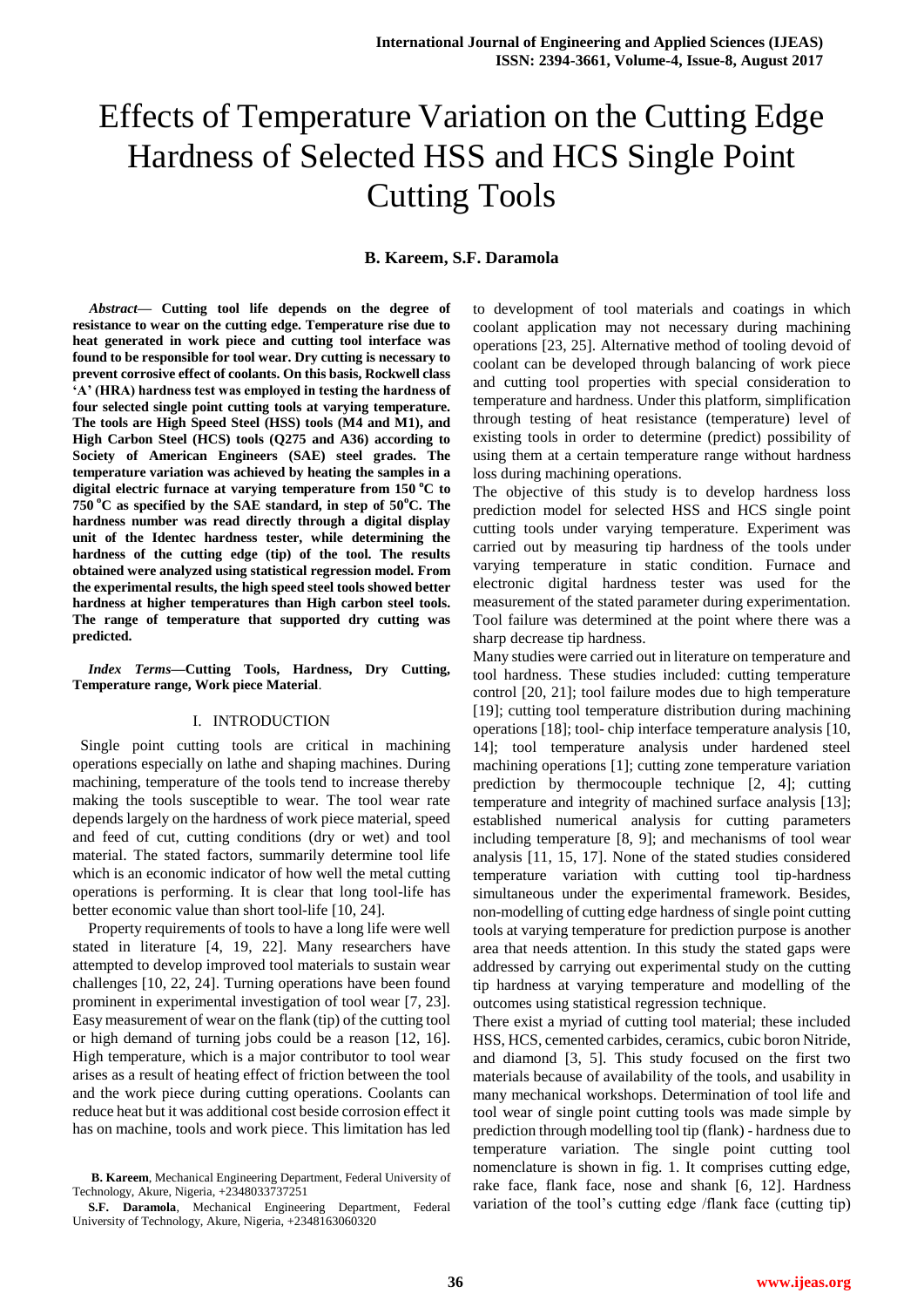# Effects of Temperature Variation on the Cutting Edge Hardness of Selected HSS and HCS Single Point Cutting Tools

**B. Kareem, S.F. Daramola**

***Abstract*— Cutting tool life depends on the degree of resistance to wear on the cutting edge. Temperature rise due to heat generated in work piece and cutting tool interface was found to be responsible for tool wear. Dry cutting is necessary to prevent corrosive effect of coolants. On this basis, Rockwell class 'A' (HRA) hardness test was employed in testing the hardness of four selected single point cutting tools at varying temperature. The tools are High Speed Steel (HSS) tools (M4 and M1), and High Carbon Steel (HCS) tools (Q275 and A36) according to Society of American Engineers (SAE) steel grades. The temperature variation was achieved by heating the samples in a digital electric furnace at varying temperature from 150 °C to 750 °C as specified by the SAE standard, in step of 50°C. The hardness number was read directly through a digital display unit of the Identec hardness tester, while determining the hardness of the cutting edge (tip) of the tool. The results obtained were analyzed using statistical regression model. From the experimental results, the high speed steel tools showed better hardness at higher temperatures than High carbon steel tools. The range of temperature that supported dry cutting was predicted.**

***Index Terms*—Cutting Tools, Hardness, Dry Cutting, Temperature range, Work piece Material**.

## I. INTRODUCTION

Single point cutting tools are critical in machining operations especially on lathe and shaping machines. During machining, temperature of the tools tend to increase thereby making the tools susceptible to wear. The tool wear rate depends largely on the hardness of work piece material, speed and feed of cut, cutting conditions (dry or wet) and tool material. The stated factors, summarily determine tool life which is an economic indicator of how well the metal cutting operations is performing. It is clear that long tool-life has better economic value than short tool-life [10, 24].

Property requirements of tools to have a long life were well stated in literature [4, 19, 22]. Many researchers have attempted to develop improved tool materials to sustain wear challenges [10, 22, 24]. Turning operations have been found prominent in experimental investigation of tool wear [7, 23]. Easy measurement of wear on the flank (tip) of the cutting tool or high demand of turning jobs could be a reason [12, 16]. High temperature, which is a major contributor to tool wear arises as a result of heating effect of friction between the tool and the work piece during cutting operations. Coolants can reduce heat but it was additional cost beside corrosion effect it has on machine, tools and work piece. This limitation has led to development of tool materials and coatings in which coolant application may not necessary during machining operations [23, 25]. Alternative method of tooling devoid of coolant can be developed through balancing of work piece and cutting tool properties with special consideration to temperature and hardness. Under this platform, simplification through testing of heat resistance (temperature) level of existing tools in order to determine (predict) possibility of using them at a certain temperature range without hardness loss during machining operations.

The objective of this study is to develop hardness loss prediction model for selected HSS and HCS single point cutting tools under varying temperature. Experiment was carried out by measuring tip hardness of the tools under varying temperature in static condition. Furnace and electronic digital hardness tester was used for the measurement of the stated parameter during experimentation. Tool failure was determined at the point where there was a sharp decrease tip hardness.

Many studies were carried out in literature on temperature and tool hardness. These studies included: cutting temperature control [20, 21]; tool failure modes due to high temperature [19]; cutting tool temperature distribution during machining operations [18]; tool- chip interface temperature analysis [10, 14]; tool temperature analysis under hardened steel machining operations [1]; cutting zone temperature variation prediction by thermocouple technique [2, 4]; cutting temperature and integrity of machined surface analysis [13]; established numerical analysis for cutting parameters including temperature [8, 9]; and mechanisms of tool wear analysis [11, 15, 17]. None of the stated studies considered temperature variation with cutting tool tip-hardness simultaneous under the experimental framework. Besides, non-modelling of cutting edge hardness of single point cutting tools at varying temperature for prediction purpose is another area that needs attention. In this study the stated gaps were addressed by carrying out experimental study on the cutting tip hardness at varying temperature and modelling of the outcomes using statistical regression technique.

There exist a myriad of cutting tool material; these included HSS, HCS, cemented carbides, ceramics, cubic boron Nitride, and diamond [3, 5]. This study focused on the first two materials because of availability of the tools, and usability in many mechanical workshops. Determination of tool life and tool wear of single point cutting tools was made simple by prediction through modelling tool tip (flank) - hardness due to temperature variation. The single point cutting tool nomenclature is shown in fig. 1. It comprises cutting edge, rake face, flank face, nose and shank [6, 12]. Hardness variation of the tool's cutting edge /flank face (cutting tip)

**B. Kareem**, Mechanical Engineering Department, Federal University of Technology, Akure, Nigeria, +2348033737251

**S.F. Daramola**, Mechanical Engineering Department, Federal University of Technology, Akure, Nigeria, +2348163060320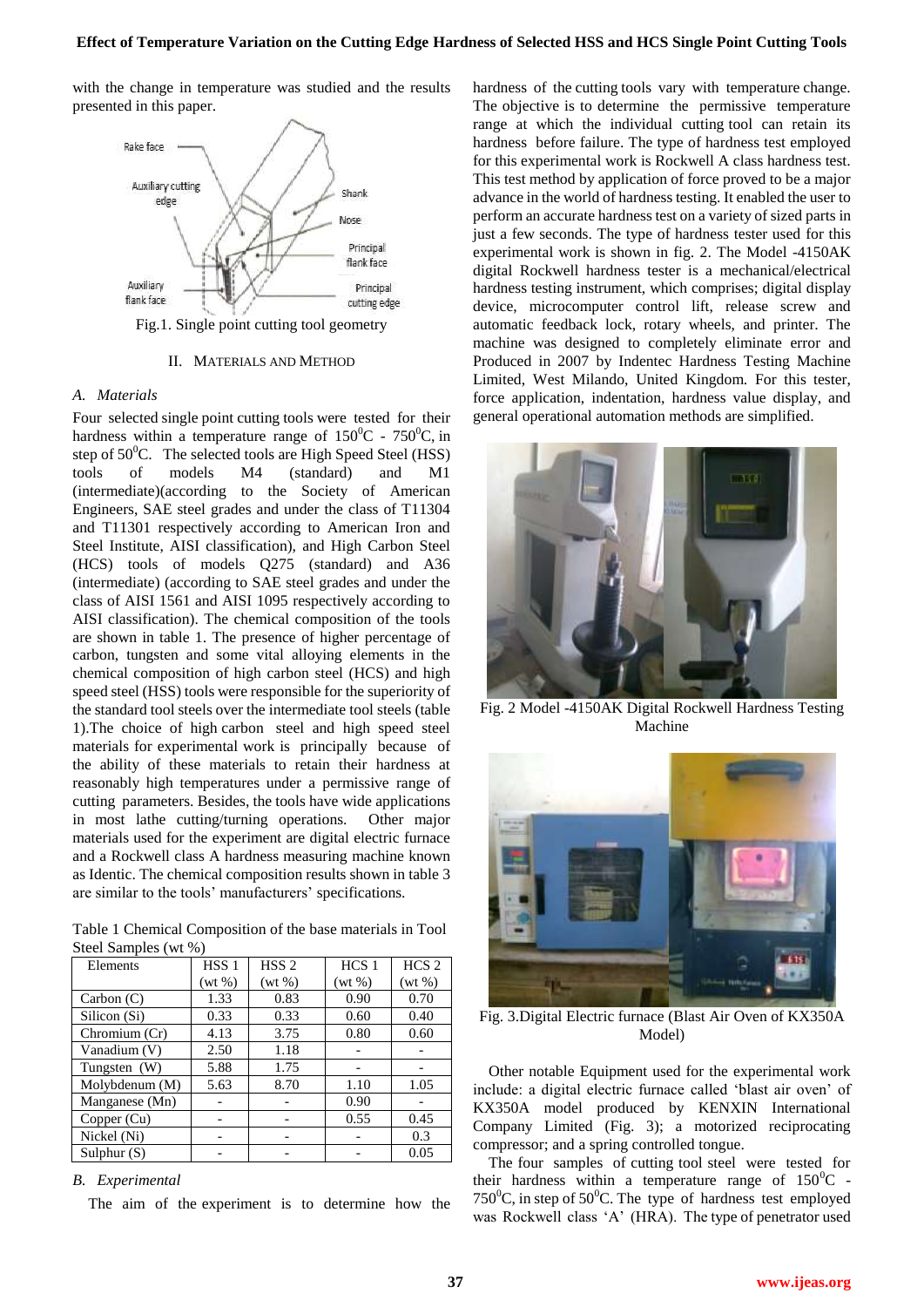with the change in temperature was studied and the results presented in this paper.

Fig.1. Single point cutting tool geometry

## II. Materials and Method

### A. Materials

Four selected single point cutting tools were tested for their hardness within a temperature range of $150^0$C - $750^0$C, in step of $50^0$C. The selected tools are High Speed Steel (HSS) tools of models M4 (standard) and M1 (intermediate)(according to the Society of American Engineers, SAE steel grades and under the class of T11304 and T11301 respectively according to American Iron and Steel Institute, AISI classification), and High Carbon Steel (HCS) tools of models Q275 (standard) and A36 (intermediate) (according to SAE steel grades and under the class of AISI 1561 and AISI 1095 respectively according to AISI classification). The chemical composition of the tools are shown in table 1. The presence of higher percentage of carbon, tungsten and some vital alloying elements in the chemical composition of high carbon steel (HCS) and high speed steel (HSS) tools were responsible for the superiority of the standard tool steels over the intermediate tool steels (table 1).The choice of high carbon steel and high speed steel materials for experimental work is principally because of the ability of these materials to retain their hardness at reasonably high temperatures under a permissive range of cutting parameters. Besides, the tools have wide applications in most lathe cutting/turning operations. Other major materials used for the experiment are digital electric furnace and a Rockwell class A hardness measuring machine known as Identic. The chemical composition results shown in table 3 are similar to the tools' manufacturers' specifications.

Table 1 Chemical Composition of the base materials in Tool Steel Samples (wt %)

| Elements | HSS 1 (wt %) | HSS 2 (wt %) | HCS 1 (wt %) | HCS 2 (wt %) |
|---|---|---|---|---|
| Carbon (C) | 1.33 | 0.83 | 0.90 | 0.70 |
| Silicon (Si) | 0.33 | 0.33 | 0.60 | 0.40 |
| Chromium (Cr) | 4.13 | 3.75 | 0.80 | 0.60 |
| Vanadium (V) | 2.50 | 1.18 | - | - |
| Tungsten (W) | 5.88 | 1.75 | - | - |
| Molybdenum (M) | 5.63 | 8.70 | 1.10 | 1.05 |
| Manganese (Mn) | - | - | 0.90 | - |
| Copper (Cu) | - | - | 0.55 | 0.45 |
| Nickel (Ni) | - | - | - | 0.3 |
| Sulphur (S) | - | - | - | 0.05 |

### B. Experimental

The aim of the experiment is to determine how the hardness of the cutting tools vary with temperature change. The objective is to determine the permissive temperature range at which the individual cutting tool can retain its hardness before failure. The type of hardness test employed for this experimental work is Rockwell A class hardness test. This test method by application of force proved to be a major advance in the world of hardness testing. It enabled the user to perform an accurate hardness test on a variety of sized parts in just a few seconds. The type of hardness tester used for this experimental work is shown in fig. 2. The Model -4150AK digital Rockwell hardness tester is a mechanical/electrical hardness testing instrument, which comprises; digital display device, microcomputer control lift, release screw and automatic feedback lock, rotary wheels, and printer. The machine was designed to completely eliminate error and Produced in 2007 by Indentec Hardness Testing Machine Limited, West Milando, United Kingdom. For this tester, force application, indentation, hardness value display, and general operational automation methods are simplified.

Fig. 2 Model -4150AK Digital Rockwell Hardness Testing Machine

Fig. 3.Digital Electric furnace (Blast Air Oven of KX350A Model)

Other notable Equipment used for the experimental work include: a digital electric furnace called 'blast air oven' of KX350A model produced by KENXIN International Company Limited (Fig. 3); a motorized reciprocating compressor; and a spring controlled tongue.

The four samples of cutting tool steel were tested for their hardness within a temperature range of $150^0$C - $750^0$C, in step of $50^0$C. The type of hardness test employed was Rockwell class 'A' (HRA). The type of penetrator used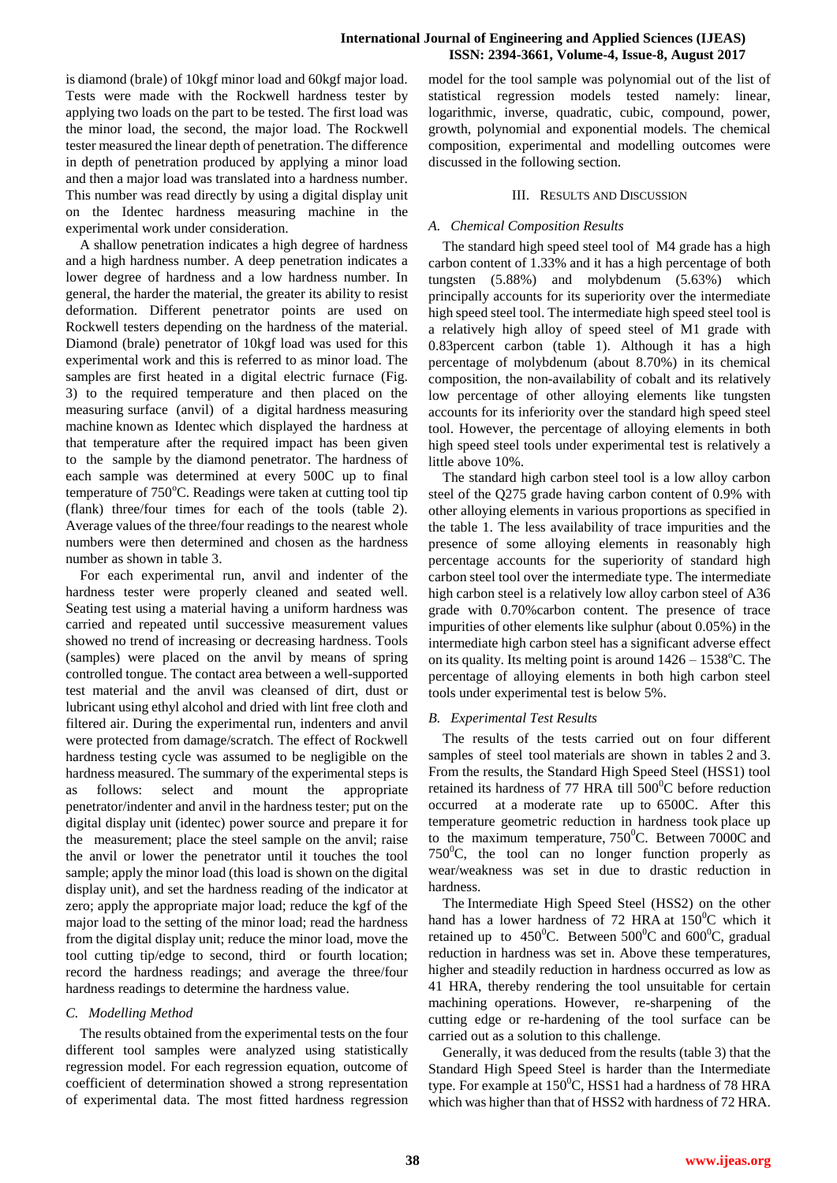is diamond (brale) of 10kgf minor load and 60kgf major load. Tests were made with the Rockwell hardness tester by applying two loads on the part to be tested. The first load was the minor load, the second, the major load. The Rockwell tester measured the linear depth of penetration. The difference in depth of penetration produced by applying a minor load and then a major load was translated into a hardness number. This number was read directly by using a digital display unit on the Identec hardness measuring machine in the experimental work under consideration.

A shallow penetration indicates a high degree of hardness and a high hardness number. A deep penetration indicates a lower degree of hardness and a low hardness number. In general, the harder the material, the greater its ability to resist deformation. Different penetrator points are used on Rockwell testers depending on the hardness of the material. Diamond (brale) penetrator of 10kgf load was used for this experimental work and this is referred to as minor load. The samples are first heated in a digital electric furnace (Fig. 3) to the required temperature and then placed on the measuring surface (anvil) of a digital hardness measuring machine known as Identec which displayed the hardness at that temperature after the required impact has been given to the sample by the diamond penetrator. The hardness of each sample was determined at every 500C up to final temperature of 750°C. Readings were taken at cutting tool tip (flank) three/four times for each of the tools (table 2). Average values of the three/four readings to the nearest whole numbers were then determined and chosen as the hardness number as shown in table 3.

For each experimental run, anvil and indenter of the hardness tester were properly cleaned and seated well. Seating test using a material having a uniform hardness was carried and repeated until successive measurement values showed no trend of increasing or decreasing hardness. Tools (samples) were placed on the anvil by means of spring controlled tongue. The contact area between a well-supported test material and the anvil was cleansed of dirt, dust or lubricant using ethyl alcohol and dried with lint free cloth and filtered air. During the experimental run, indenters and anvil were protected from damage/scratch. The effect of Rockwell hardness testing cycle was assumed to be negligible on the hardness measured. The summary of the experimental steps is as follows: select and mount the appropriate penetrator/indenter and anvil in the hardness tester; put on the digital display unit (identec) power source and prepare it for the measurement; place the steel sample on the anvil; raise the anvil or lower the penetrator until it touches the tool sample; apply the minor load (this load is shown on the digital display unit), and set the hardness reading of the indicator at zero; apply the appropriate major load; reduce the kgf of the major load to the setting of the minor load; read the hardness from the digital display unit; reduce the minor load, move the tool cutting tip/edge to second, third or fourth location; record the hardness readings; and average the three/four hardness readings to determine the hardness value.

### C. Modelling Method

The results obtained from the experimental tests on the four different tool samples were analyzed using statistically regression model. For each regression equation, outcome of coefficient of determination showed a strong representation of experimental data. The most fitted hardness regression model for the tool sample was polynomial out of the list of statistical regression models tested namely: linear, logarithmic, inverse, quadratic, cubic, compound, power, growth, polynomial and exponential models. The chemical composition, experimental and modelling outcomes were discussed in the following section.

## III. Results and Discussion

### A. Chemical Composition Results

The standard high speed steel tool of M4 grade has a high carbon content of 1.33% and it has a high percentage of both tungsten (5.88%) and molybdenum (5.63%) which principally accounts for its superiority over the intermediate high speed steel tool. The intermediate high speed steel tool is a relatively high alloy of speed steel of M1 grade with 0.83percent carbon (table 1). Although it has a high percentage of molybdenum (about 8.70%) in its chemical composition, the non-availability of cobalt and its relatively low percentage of other alloying elements like tungsten accounts for its inferiority over the standard high speed steel tool. However, the percentage of alloying elements in both high speed steel tools under experimental test is relatively a little above 10%.

The standard high carbon steel tool is a low alloy carbon steel of the Q275 grade having carbon content of 0.9% with other alloying elements in various proportions as specified in the table 1. The less availability of trace impurities and the presence of some alloying elements in reasonably high percentage accounts for the superiority of standard high carbon steel tool over the intermediate type. The intermediate high carbon steel is a relatively low alloy carbon steel of A36 grade with 0.70%carbon content. The presence of trace impurities of other elements like sulphur (about 0.05%) in the intermediate high carbon steel has a significant adverse effect on its quality. Its melting point is around 1426 – 1538°C. The percentage of alloying elements in both high carbon steel tools under experimental test is below 5%.

### B. Experimental Test Results

The results of the tests carried out on four different samples of steel tool materials are shown in tables 2 and 3. From the results, the Standard High Speed Steel (HSS1) tool retained its hardness of 77 HRA till 500°C before reduction occurred at a moderate rate up to 6500C. After this temperature geometric reduction in hardness took place up to the maximum temperature, 750°C. Between 7000C and 750°C, the tool can no longer function properly as wear/weakness was set in due to drastic reduction in hardness.

The Intermediate High Speed Steel (HSS2) on the other hand has a lower hardness of 72 HRA at 150°C which it retained up to 450°C. Between 500°C and 600°C, gradual reduction in hardness was set in. Above these temperatures, higher and steadily reduction in hardness occurred as low as 41 HRA, thereby rendering the tool unsuitable for certain machining operations. However, re-sharpening of the cutting edge or re-hardening of the tool surface can be carried out as a solution to this challenge.

Generally, it was deduced from the results (table 3) that the Standard High Speed Steel is harder than the Intermediate type. For example at 150°C, HSS1 had a hardness of 78 HRA which was higher than that of HSS2 with hardness of 72 HRA.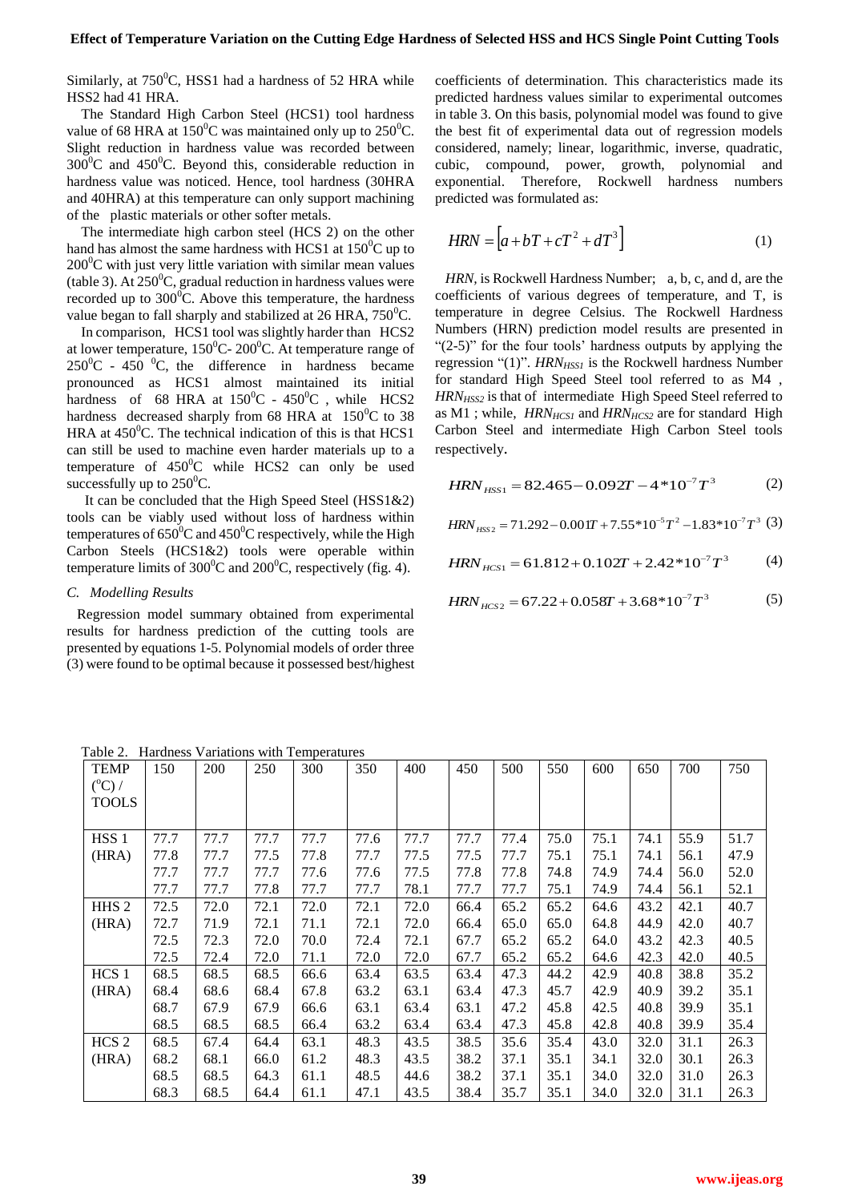Similarly, at 750$^0$C, HSS1 had a hardness of 52 HRA while HSS2 had 41 HRA.

The Standard High Carbon Steel (HCS1) tool hardness value of 68 HRA at 150$^0$C was maintained only up to 250$^0$C. Slight reduction in hardness value was recorded between 300$^0$C and 450$^0$C. Beyond this, considerable reduction in hardness value was noticed. Hence, tool hardness (30HRA and 40HRA) at this temperature can only support machining of the plastic materials or other softer metals.

The intermediate high carbon steel (HCS 2) on the other hand has almost the same hardness with HCS1 at 150$^0$C up to 200$^0$C with just very little variation with similar mean values (table 3). At 250$^0$C, gradual reduction in hardness values were recorded up to 300$^0$C. Above this temperature, the hardness value began to fall sharply and stabilized at 26 HRA, 750$^0$C.

In comparison, HCS1 tool was slightly harder than HCS2 at lower temperature, 150$^0$C- 200$^0$C. At temperature range of 250$^0$C - 450 $^0$C, the difference in hardness became pronounced as HCS1 almost maintained its initial hardness of 68 HRA at 150$^0$C - 450$^0$C , while HCS2 hardness decreased sharply from 68 HRA at 150$^0$C to 38 HRA at 450$^0$C. The technical indication of this is that HCS1 can still be used to machine even harder materials up to a temperature of 450$^0$C while HCS2 can only be used successfully up to 250$^0$C.

It can be concluded that the High Speed Steel (HSS1&2) tools can be viably used without loss of hardness within temperatures of 650$^0$C and 450$^0$C respectively, while the High Carbon Steels (HCS1&2) tools were operable within temperature limits of 300$^0$C and 200$^0$C, respectively (fig. 4).

### *C. Modelling Results*

Regression model summary obtained from experimental results for hardness prediction of the cutting tools are presented by equations 1-5. Polynomial models of order three (3) were found to be optimal because it possessed best/highest coefficients of determination. This characteristics made its predicted hardness values similar to experimental outcomes in table 3. On this basis, polynomial model was found to give the best fit of experimental data out of regression models considered, namely; linear, logarithmic, inverse, quadratic, cubic, compound, power, growth, polynomial and exponential. Therefore, Rockwell hardness numbers predicted was formulated as:

$$HRN = \left[a + bT + cT^2 + dT^3\right] \tag{1}$$

*HRN*, is Rockwell Hardness Number; a, b, c, and d, are the coefficients of various degrees of temperature, and T, is temperature in degree Celsius. The Rockwell Hardness Numbers (HRN) prediction model results are presented in "(2-5)" for the four tools' hardness outputs by applying the regression "(1)". $HRN_{HSS1}$ is the Rockwell hardness Number for standard High Speed Steel tool referred to as M4 , $HRN_{HSS2}$ is that of intermediate High Speed Steel referred to as M1 ; while, $HRN_{HCS1}$ and $HRN_{HCS2}$ are for standard High Carbon Steel and intermediate High Carbon Steel tools respectively.

$$HRN_{HSS1} = 82.465 - 0.092T - 4*10^{-7}T^3 \tag{2}$$

$$HRN_{HSS2} = 71.292 - 0.001T + 7.55*10^{-5}T^2 - 1.83*10^{-7}T^3 \tag{3}$$

$$HRN_{HCS1} = 61.812 + 0.102T + 2.42*10^{-7}T^3 \tag{4}$$

$$HRN_{HCS2} = 67.22 + 0.058T + 3.68*10^{-7}T^3 \tag{5}$$

Table 2. Hardness Variations with Temperatures

| TEMP ($^o$C) / TOOLS | 150 | 200 | 250 | 300 | 350 | 400 | 450 | 500 | 550 | 600 | 650 | 700 | 750 |
|---|---|---|---|---|---|---|---|---|---|---|---|---|---|
| HSS 1 | 77.7 | 77.7 | 77.7 | 77.7 | 77.6 | 77.7 | 77.7 | 77.4 | 75.0 | 75.1 | 74.1 | 55.9 | 51.7 |
| (HRA) | 77.8 | 77.7 | 77.5 | 77.8 | 77.7 | 77.5 | 77.5 | 77.7 | 75.1 | 75.1 | 74.1 | 56.1 | 47.9 |
| | 77.7 | 77.7 | 77.7 | 77.6 | 77.6 | 77.5 | 77.8 | 77.8 | 74.8 | 74.9 | 74.4 | 56.0 | 52.0 |
| | 77.7 | 77.7 | 77.8 | 77.7 | 77.7 | 78.1 | 77.7 | 77.7 | 75.1 | 74.9 | 74.4 | 56.1 | 52.1 |
| HHS 2 | 72.5 | 72.0 | 72.1 | 72.0 | 72.1 | 72.0 | 66.4 | 65.2 | 65.2 | 64.6 | 43.2 | 42.1 | 40.7 |
| (HRA) | 72.7 | 71.9 | 72.1 | 71.1 | 72.1 | 72.0 | 66.4 | 65.0 | 65.0 | 64.8 | 44.9 | 42.0 | 40.7 |
| | 72.5 | 72.3 | 72.0 | 70.0 | 72.4 | 72.1 | 67.7 | 65.2 | 65.2 | 64.0 | 43.2 | 42.3 | 40.5 |
| | 72.5 | 72.4 | 72.0 | 71.1 | 72.0 | 72.0 | 67.7 | 65.2 | 65.2 | 64.6 | 42.3 | 42.0 | 40.5 |
| HCS 1 | 68.5 | 68.5 | 68.5 | 66.6 | 63.4 | 63.5 | 63.4 | 47.3 | 44.2 | 42.9 | 40.8 | 38.8 | 35.2 |
| (HRA) | 68.4 | 68.6 | 68.4 | 67.8 | 63.2 | 63.1 | 63.4 | 47.3 | 45.7 | 42.9 | 40.9 | 39.2 | 35.1 |
| | 68.7 | 67.9 | 67.9 | 66.6 | 63.1 | 63.4 | 63.1 | 47.2 | 45.8 | 42.5 | 40.8 | 39.9 | 35.1 |
| | 68.5 | 68.5 | 68.5 | 66.4 | 63.2 | 63.4 | 63.4 | 47.3 | 45.8 | 42.8 | 40.8 | 39.9 | 35.4 |
| HCS 2 | 68.5 | 67.4 | 64.4 | 63.1 | 48.3 | 43.5 | 38.5 | 35.6 | 35.4 | 43.0 | 32.0 | 31.1 | 26.3 |
| (HRA) | 68.2 | 68.1 | 66.0 | 61.2 | 48.3 | 43.5 | 38.2 | 37.1 | 35.1 | 34.1 | 32.0 | 30.1 | 26.3 |
| | 68.5 | 68.5 | 64.3 | 61.1 | 48.5 | 44.6 | 38.2 | 37.1 | 35.1 | 34.0 | 32.0 | 31.0 | 26.3 |
| | 68.3 | 68.5 | 64.4 | 61.1 | 47.1 | 43.5 | 38.4 | 35.7 | 35.1 | 34.0 | 32.0 | 31.1 | 26.3 |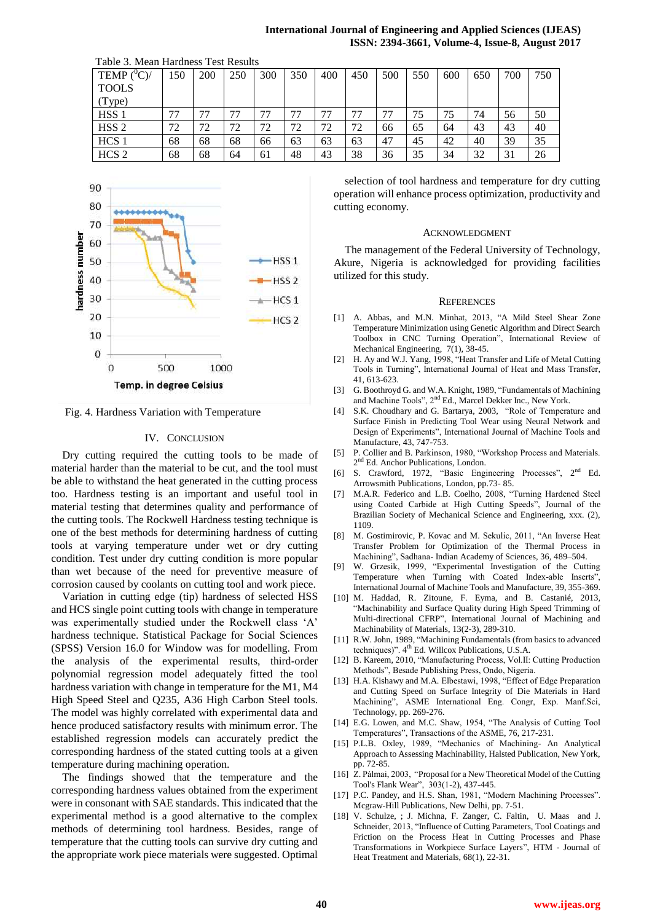Table 3. Mean Hardness Test Results

| TEMP ($^0$C)/ TOOLS (Type) | 150 | 200 | 250 | 300 | 350 | 400 | 450 | 500 | 550 | 600 | 650 | 700 | 750 |
|---|---|---|---|---|---|---|---|---|---|---|---|---|---|
| HSS 1 | 77 | 77 | 77 | 77 | 77 | 77 | 77 | 77 | 75 | 75 | 74 | 56 | 50 |
| HSS 2 | 72 | 72 | 72 | 72 | 72 | 72 | 72 | 66 | 65 | 64 | 43 | 43 | 40 |
| HCS 1 | 68 | 68 | 68 | 66 | 63 | 63 | 63 | 47 | 45 | 42 | 40 | 39 | 35 |
| HCS 2 | 68 | 68 | 64 | 61 | 48 | 43 | 38 | 36 | 35 | 34 | 32 | 31 | 26 |

Fig. 4. Hardness Variation with Temperature

## IV. Conclusion

Dry cutting required the cutting tools to be made of material harder than the material to be cut, and the tool must be able to withstand the heat generated in the cutting process too. Hardness testing is an important and useful tool in material testing that determines quality and performance of the cutting tools. The Rockwell Hardness testing technique is one of the best methods for determining hardness of cutting tools at varying temperature under wet or dry cutting condition. Test under dry cutting condition is more popular than wet because of the need for preventive measure of corrosion caused by coolants on cutting tool and work piece.

Variation in cutting edge (tip) hardness of selected HSS and HCS single point cutting tools with change in temperature was experimentally studied under the Rockwell class 'A' hardness technique. Statistical Package for Social Sciences (SPSS) Version 16.0 for Window was for modelling. From the analysis of the experimental results, third-order polynomial regression model adequately fitted the tool hardness variation with change in temperature for the M1, M4 High Speed Steel and Q235, A36 High Carbon Steel tools. The model was highly correlated with experimental data and hence produced satisfactory results with minimum error. The established regression models can accurately predict the corresponding hardness of the stated cutting tools at a given temperature during machining operation.

The findings showed that the temperature and the corresponding hardness values obtained from the experiment were in consonant with SAE standards. This indicated that the experimental method is a good alternative to the complex methods of determining tool hardness. Besides, range of temperature that the cutting tools can survive dry cutting and the appropriate work piece materials were suggested. Optimal selection of tool hardness and temperature for dry cutting operation will enhance process optimization, productivity and cutting economy.

## Acknowledgment

The management of the Federal University of Technology, Akure, Nigeria is acknowledged for providing facilities utilized for this study.

## References

[1] A. Abbas, and M.N. Minhat, 2013, "A Mild Steel Shear Zone Temperature Minimization using Genetic Algorithm and Direct Search Toolbox in CNC Turning Operation", International Review of Mechanical Engineering, 7(1), 38-45.

[2] H. Ay and W.J. Yang, 1998, "Heat Transfer and Life of Metal Cutting Tools in Turning", International Journal of Heat and Mass Transfer, 41, 613-623.

[3] G. Boothroyd G. and W.A. Knight, 1989, "Fundamentals of Machining and Machine Tools", 2nd Ed., Marcel Dekker Inc., New York.

[4] S.K. Choudhary and G. Bartarya, 2003, "Role of Temperature and Surface Finish in Predicting Tool Wear using Neural Network and Design of Experiments", International Journal of Machine Tools and Manufacture, 43, 747-753.

[5] P. Collier and B. Parkinson, 1980, "Workshop Process and Materials. 2nd Ed. Anchor Publications, London.

[6] S. Crawford, 1972, "Basic Engineering Processes", 2nd Ed. Arrowsmith Publications, London, pp.73- 85.

[7] M.A.R. Federico and L.B. Coelho, 2008, "Turning Hardened Steel using Coated Carbide at High Cutting Speeds", Journal of the Brazilian Society of Mechanical Science and Engineering, xxx. (2), 1109.

[8] M. Gostimirovic, P. Kovac and M. Sekulic, 2011, "An Inverse Heat Transfer Problem for Optimization of the Thermal Process in Machining", Sadhana- Indian Academy of Sciences, 36, 489–504.

[9] W. Grzesik, 1999, "Experimental Investigation of the Cutting Temperature when Turning with Coated Index-able Inserts", International Journal of Machine Tools and Manufacture, 39, 355-369.

[10] M. Haddad, R. Zitoune, F. Eyma, and B. Castanié, 2013, "Machinability and Surface Quality during High Speed Trimming of Multi-directional CFRP", International Journal of Machining and Machinability of Materials, 13(2-3), 289-310.

[11] R.W. John, 1989, "Machining Fundamentals (from basics to advanced techniques)". 4th Ed. Willcox Publications, U.S.A.

[12] B. Kareem, 2010, "Manufacturing Process, Vol.II: Cutting Production Methods", Besade Publishing Press, Ondo, Nigeria.

[13] H.A. Kishawy and M.A. Elbestawi, 1998, "Effect of Edge Preparation and Cutting Speed on Surface Integrity of Die Materials in Hard Machining", ASME International Eng. Congr, Exp. Manf.Sci, Technology, pp. 269-276.

[14] E.G. Lowen, and M.C. Shaw, 1954, "The Analysis of Cutting Tool Temperatures", Transactions of the ASME, 76, 217-231.

[15] P.L.B. Oxley, 1989, "Mechanics of Machining- An Analytical Approach to Assessing Machinability, Halsted Publication, New York, pp. 72-85.

[16] Z. Pálmai, 2003, "Proposal for a New Theoretical Model of the Cutting Tool's Flank Wear", 303(1-2), 437-445.

[17] P.C. Pandey, and H.S. Shan, 1981, "Modern Machining Processes". Mcgraw-Hill Publications, New Delhi, pp. 7-51.

[18] V. Schulze, ; J. Michna, F. Zanger, C. Faltin, U. Maas and J. Schneider, 2013, "Influence of Cutting Parameters, Tool Coatings and Friction on the Process Heat in Cutting Processes and Phase Transformations in Workpiece Surface Layers", HTM - Journal of Heat Treatment and Materials, 68(1), 22-31.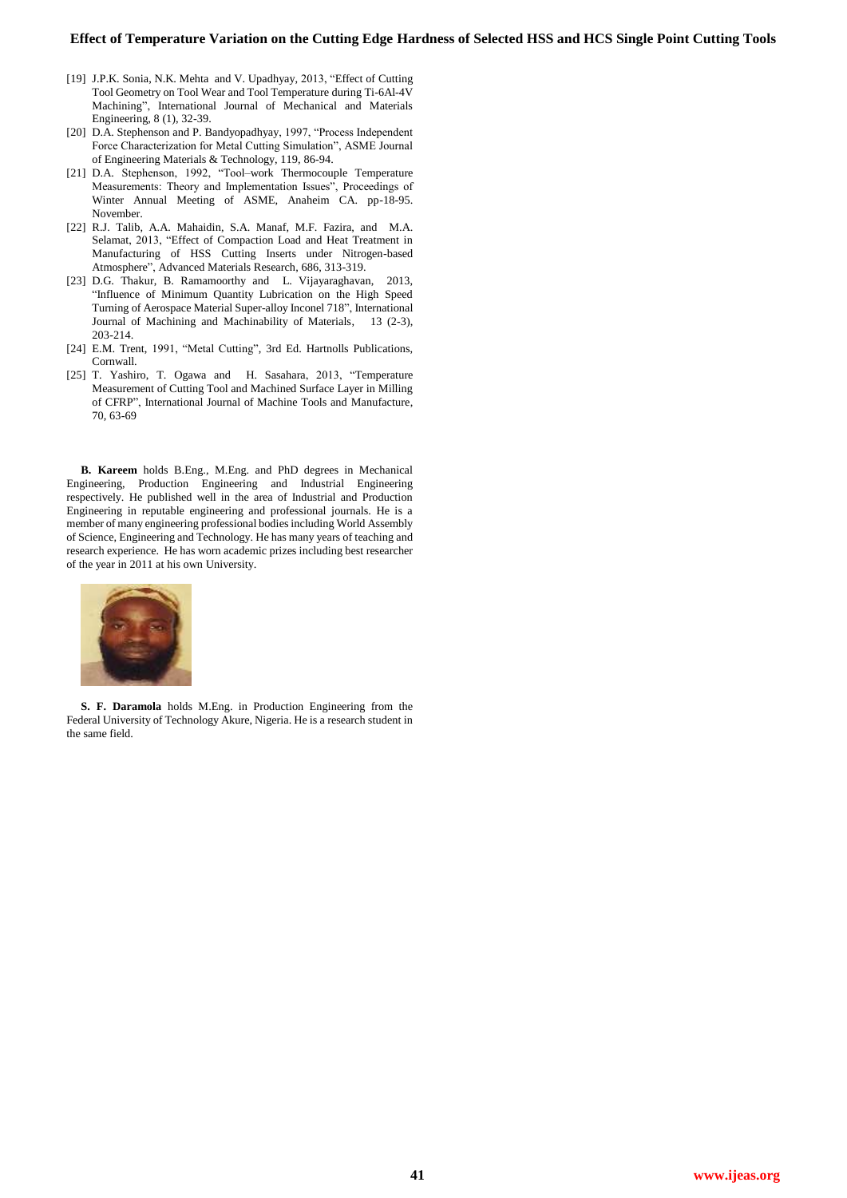[19] J.P.K. Sonia, N.K. Mehta and V. Upadhyay, 2013, "Effect of Cutting Tool Geometry on Tool Wear and Tool Temperature during Ti-6Al-4V Machining", International Journal of Mechanical and Materials Engineering, 8 (1), 32-39.

[20] D.A. Stephenson and P. Bandyopadhyay, 1997, "Process Independent Force Characterization for Metal Cutting Simulation", ASME Journal of Engineering Materials & Technology, 119, 86-94.

[21] D.A. Stephenson, 1992, "Tool–work Thermocouple Temperature Measurements: Theory and Implementation Issues", Proceedings of Winter Annual Meeting of ASME, Anaheim CA. pp-18-95. November.

[22] R.J. Talib, A.A. Mahaidin, S.A. Manaf, M.F. Fazira, and M.A. Selamat, 2013, "Effect of Compaction Load and Heat Treatment in Manufacturing of HSS Cutting Inserts under Nitrogen-based Atmosphere", Advanced Materials Research, 686, 313-319.

[23] D.G. Thakur, B. Ramamoorthy and L. Vijayaraghavan, 2013, "Influence of Minimum Quantity Lubrication on the High Speed Turning of Aerospace Material Super-alloy Inconel 718", International Journal of Machining and Machinability of Materials, 13 (2-3), 203-214.

[24] E.M. Trent, 1991, "Metal Cutting", 3rd Ed. Hartnolls Publications, Cornwall.

[25] T. Yashiro, T. Ogawa and H. Sasahara, 2013, "Temperature Measurement of Cutting Tool and Machined Surface Layer in Milling of CFRP", International Journal of Machine Tools and Manufacture, 70, 63-69

**B. Kareem** holds B.Eng., M.Eng. and PhD degrees in Mechanical Engineering, Production Engineering and Industrial Engineering respectively. He published well in the area of Industrial and Production Engineering in reputable engineering and professional journals. He is a member of many engineering professional bodies including World Assembly of Science, Engineering and Technology. He has many years of teaching and research experience. He has worn academic prizes including best researcher of the year in 2011 at his own University.

**S. F. Daramola** holds M.Eng. in Production Engineering from the Federal University of Technology Akure, Nigeria. He is a research student in the same field.